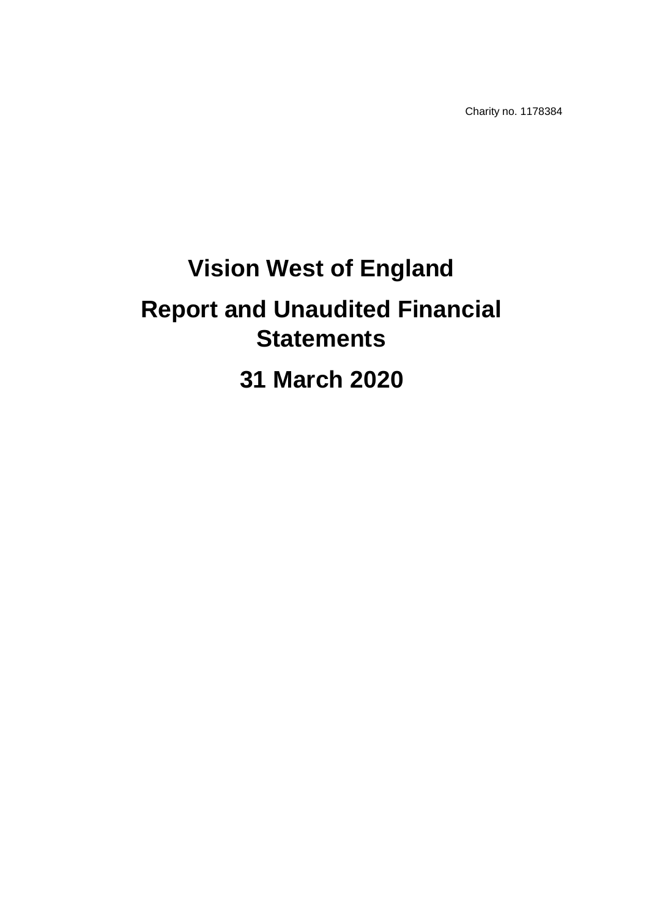Charity no. 1178384

# Vision West of England

# Report and Unaudited Financial Statements

# 31 March 2020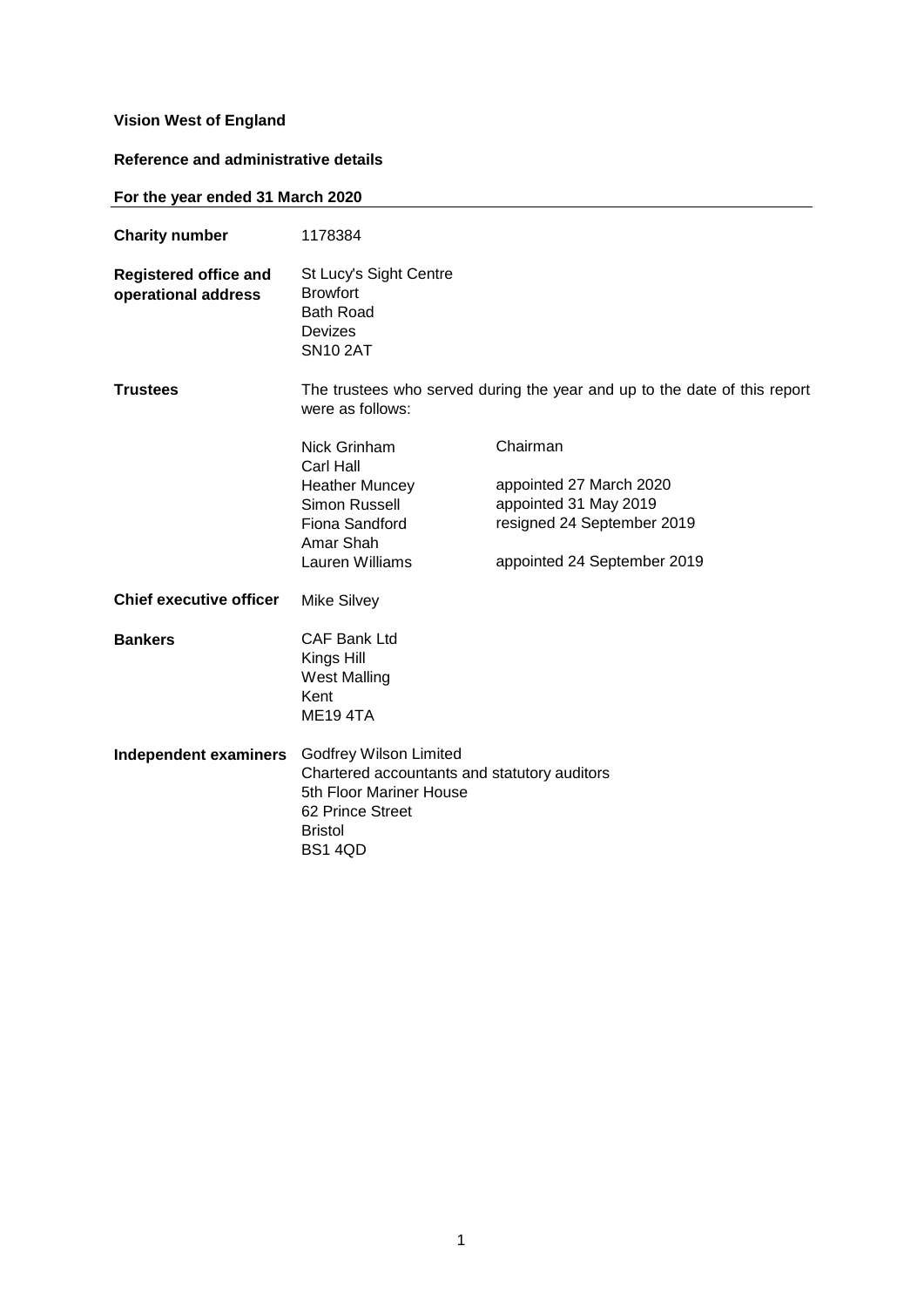**Vision West of England**

**Reference and administrative details**

**For the year ended 31 March 2020**

| | | |
|---|---|---|
| **Charity number** | 1178384 | |
| **Registered office and operational address** | St Lucy's Sight Centre<br>Browfort<br>Bath Road<br>Devizes<br>SN10 2AT | |
| **Trustees** | The trustees who served during the year and up to the date of this report were as follows: | |
| | Nick Grinham | Chairman |
| | Carl Hall | |
| | Heather Muncey | appointed 27 March 2020 |
| | Simon Russell | appointed 31 May 2019 |
| | Fiona Sandford | resigned 24 September 2019 |
| | Amar Shah | |
| | Lauren Williams | appointed 24 September 2019 |
| **Chief executive officer** | Mike Silvey | |
| **Bankers** | CAF Bank Ltd<br>Kings Hill<br>West Malling<br>Kent<br>ME19 4TA | |
| **Independent examiners** | Godfrey Wilson Limited<br>Chartered accountants and statutory auditors<br>5th Floor Mariner House<br>62 Prince Street<br>Bristol<br>BS1 4QD | |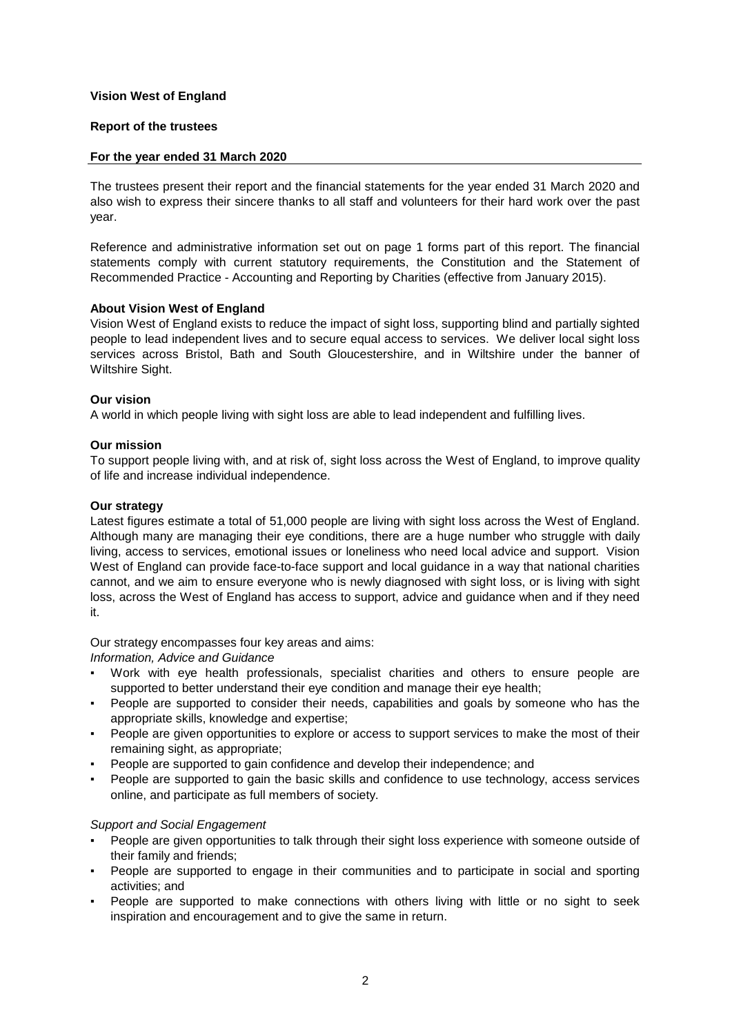**Vision West of England**

**Report of the trustees**

**For the year ended 31 March 2020**

The trustees present their report and the financial statements for the year ended 31 March 2020 and also wish to express their sincere thanks to all staff and volunteers for their hard work over the past year.

Reference and administrative information set out on page 1 forms part of this report. The financial statements comply with current statutory requirements, the Constitution and the Statement of Recommended Practice - Accounting and Reporting by Charities (effective from January 2015).

**About Vision West of England**

Vision West of England exists to reduce the impact of sight loss, supporting blind and partially sighted people to lead independent lives and to secure equal access to services. We deliver local sight loss services across Bristol, Bath and South Gloucestershire, and in Wiltshire under the banner of Wiltshire Sight.

**Our vision**

A world in which people living with sight loss are able to lead independent and fulfilling lives.

**Our mission**

To support people living with, and at risk of, sight loss across the West of England, to improve quality of life and increase individual independence.

**Our strategy**

Latest figures estimate a total of 51,000 people are living with sight loss across the West of England. Although many are managing their eye conditions, there are a huge number who struggle with daily living, access to services, emotional issues or loneliness who need local advice and support. Vision West of England can provide face-to-face support and local guidance in a way that national charities cannot, and we aim to ensure everyone who is newly diagnosed with sight loss, or is living with sight loss, across the West of England has access to support, advice and guidance when and if they need it.

Our strategy encompasses four key areas and aims:

*Information, Advice and Guidance*

- Work with eye health professionals, specialist charities and others to ensure people are supported to better understand their eye condition and manage their eye health;
- People are supported to consider their needs, capabilities and goals by someone who has the appropriate skills, knowledge and expertise;
- People are given opportunities to explore or access to support services to make the most of their remaining sight, as appropriate;
- People are supported to gain confidence and develop their independence; and
- People are supported to gain the basic skills and confidence to use technology, access services online, and participate as full members of society.

*Support and Social Engagement*

- People are given opportunities to talk through their sight loss experience with someone outside of their family and friends;
- People are supported to engage in their communities and to participate in social and sporting activities; and
- People are supported to make connections with others living with little or no sight to seek inspiration and encouragement and to give the same in return.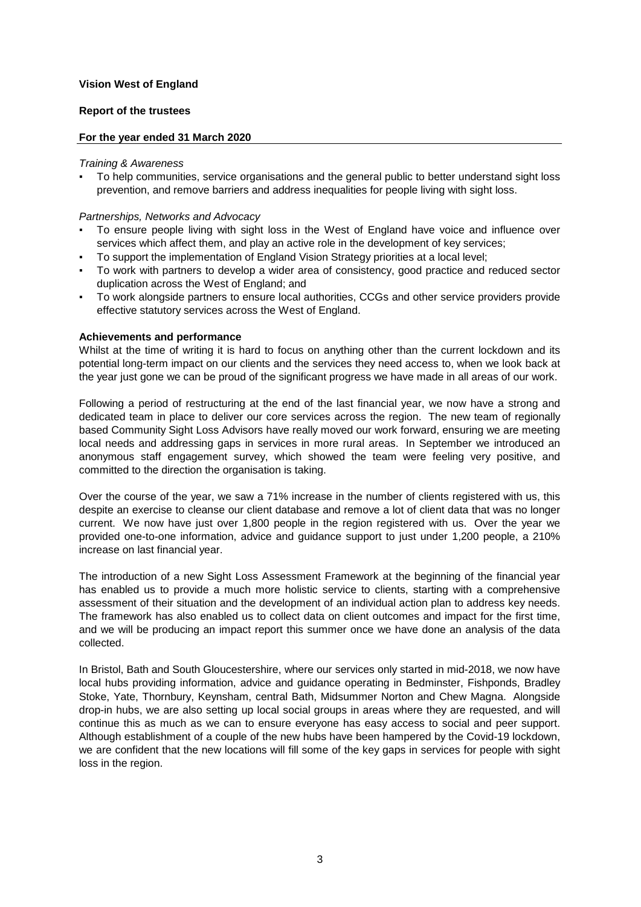*Training & Awareness*

- To help communities, service organisations and the general public to better understand sight loss prevention, and remove barriers and address inequalities for people living with sight loss.

*Partnerships, Networks and Advocacy*

- To ensure people living with sight loss in the West of England have voice and influence over services which affect them, and play an active role in the development of key services;
- To support the implementation of England Vision Strategy priorities at a local level;
- To work with partners to develop a wider area of consistency, good practice and reduced sector duplication across the West of England; and
- To work alongside partners to ensure local authorities, CCGs and other service providers provide effective statutory services across the West of England.

**Achievements and performance**

Whilst at the time of writing it is hard to focus on anything other than the current lockdown and its potential long-term impact on our clients and the services they need access to, when we look back at the year just gone we can be proud of the significant progress we have made in all areas of our work.

Following a period of restructuring at the end of the last financial year, we now have a strong and dedicated team in place to deliver our core services across the region. The new team of regionally based Community Sight Loss Advisors have really moved our work forward, ensuring we are meeting local needs and addressing gaps in services in more rural areas. In September we introduced an anonymous staff engagement survey, which showed the team were feeling very positive, and committed to the direction the organisation is taking.

Over the course of the year, we saw a 71% increase in the number of clients registered with us, this despite an exercise to cleanse our client database and remove a lot of client data that was no longer current. We now have just over 1,800 people in the region registered with us. Over the year we provided one-to-one information, advice and guidance support to just under 1,200 people, a 210% increase on last financial year.

The introduction of a new Sight Loss Assessment Framework at the beginning of the financial year has enabled us to provide a much more holistic service to clients, starting with a comprehensive assessment of their situation and the development of an individual action plan to address key needs. The framework has also enabled us to collect data on client outcomes and impact for the first time, and we will be producing an impact report this summer once we have done an analysis of the data collected.

In Bristol, Bath and South Gloucestershire, where our services only started in mid-2018, we now have local hubs providing information, advice and guidance operating in Bedminster, Fishponds, Bradley Stoke, Yate, Thornbury, Keynsham, central Bath, Midsummer Norton and Chew Magna. Alongside drop-in hubs, we are also setting up local social groups in areas where they are requested, and will continue this as much as we can to ensure everyone has easy access to social and peer support. Although establishment of a couple of the new hubs have been hampered by the Covid-19 lockdown, we are confident that the new locations will fill some of the key gaps in services for people with sight loss in the region.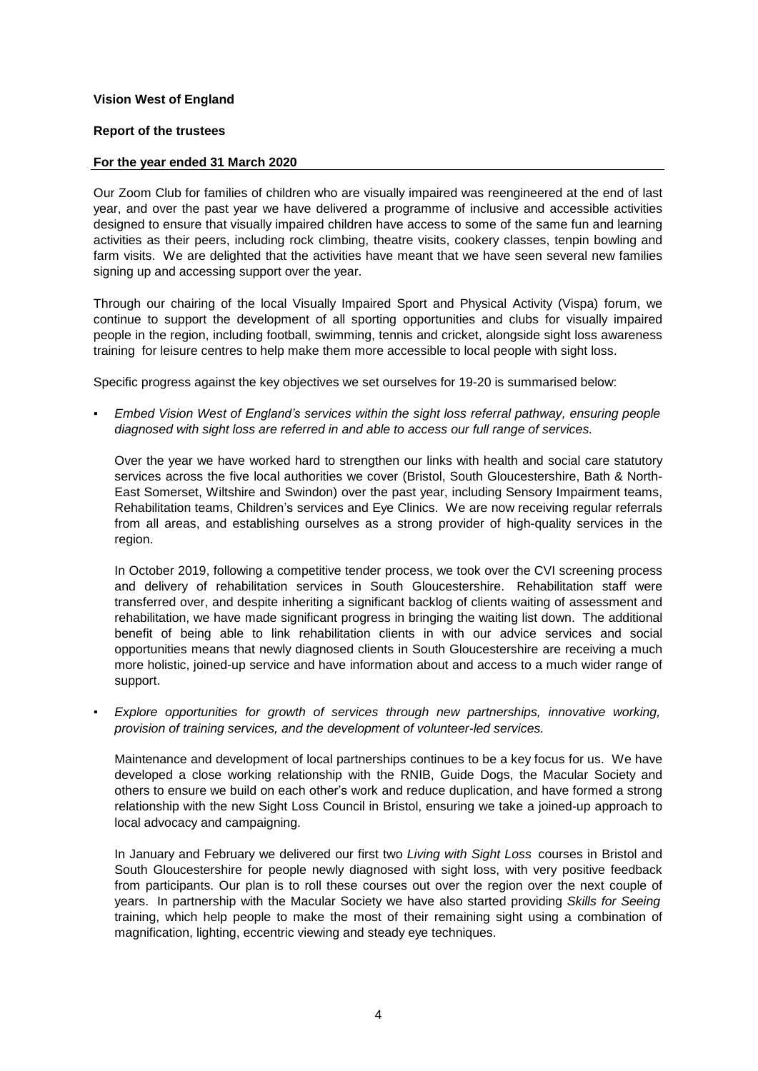**Vision West of England**

**Report of the trustees**

**For the year ended 31 March 2020**

Our Zoom Club for families of children who are visually impaired was reengineered at the end of last year, and over the past year we have delivered a programme of inclusive and accessible activities designed to ensure that visually impaired children have access to some of the same fun and learning activities as their peers, including rock climbing, theatre visits, cookery classes, tenpin bowling and farm visits. We are delighted that the activities have meant that we have seen several new families signing up and accessing support over the year.

Through our chairing of the local Visually Impaired Sport and Physical Activity (Vispa) forum, we continue to support the development of all sporting opportunities and clubs for visually impaired people in the region, including football, swimming, tennis and cricket, alongside sight loss awareness training for leisure centres to help make them more accessible to local people with sight loss.

Specific progress against the key objectives we set ourselves for 19-20 is summarised below:

- *Embed Vision West of England's services within the sight loss referral pathway, ensuring people diagnosed with sight loss are referred in and able to access our full range of services.*

  Over the year we have worked hard to strengthen our links with health and social care statutory services across the five local authorities we cover (Bristol, South Gloucestershire, Bath & North-East Somerset, Wiltshire and Swindon) over the past year, including Sensory Impairment teams, Rehabilitation teams, Children's services and Eye Clinics. We are now receiving regular referrals from all areas, and establishing ourselves as a strong provider of high-quality services in the region.

  In October 2019, following a competitive tender process, we took over the CVI screening process and delivery of rehabilitation services in South Gloucestershire. Rehabilitation staff were transferred over, and despite inheriting a significant backlog of clients waiting of assessment and rehabilitation, we have made significant progress in bringing the waiting list down. The additional benefit of being able to link rehabilitation clients in with our advice services and social opportunities means that newly diagnosed clients in South Gloucestershire are receiving a much more holistic, joined-up service and have information about and access to a much wider range of support.

- *Explore opportunities for growth of services through new partnerships, innovative working, provision of training services, and the development of volunteer-led services.*

  Maintenance and development of local partnerships continues to be a key focus for us. We have developed a close working relationship with the RNIB, Guide Dogs, the Macular Society and others to ensure we build on each other's work and reduce duplication, and have formed a strong relationship with the new Sight Loss Council in Bristol, ensuring we take a joined-up approach to local advocacy and campaigning.

  In January and February we delivered our first two *Living with Sight Loss* courses in Bristol and South Gloucestershire for people newly diagnosed with sight loss, with very positive feedback from participants. Our plan is to roll these courses out over the region over the next couple of years. In partnership with the Macular Society we have also started providing *Skills for Seeing* training, which help people to make the most of their remaining sight using a combination of magnification, lighting, eccentric viewing and steady eye techniques.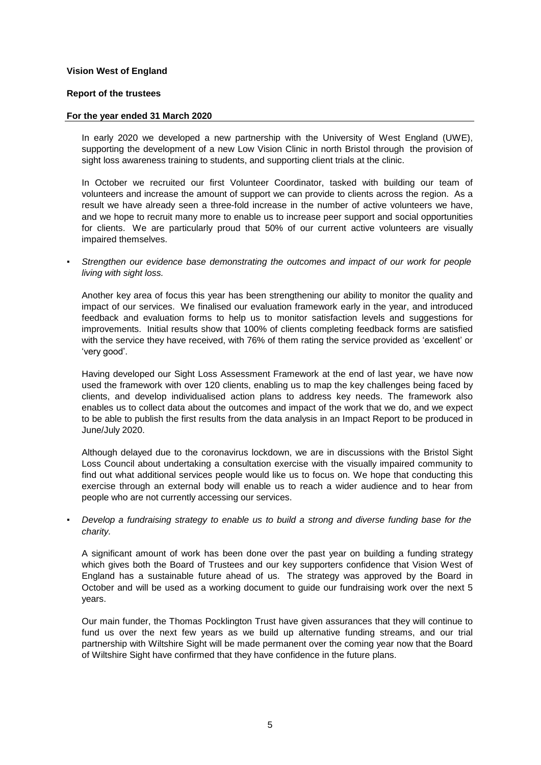**Vision West of England**

**Report of the trustees**

**For the year ended 31 March 2020**

In early 2020 we developed a new partnership with the University of West England (UWE), supporting the development of a new Low Vision Clinic in north Bristol through the provision of sight loss awareness training to students, and supporting client trials at the clinic.

In October we recruited our first Volunteer Coordinator, tasked with building our team of volunteers and increase the amount of support we can provide to clients across the region. As a result we have already seen a three-fold increase in the number of active volunteers we have, and we hope to recruit many more to enable us to increase peer support and social opportunities for clients. We are particularly proud that 50% of our current active volunteers are visually impaired themselves.

- *Strengthen our evidence base demonstrating the outcomes and impact of our work for people living with sight loss.*

Another key area of focus this year has been strengthening our ability to monitor the quality and impact of our services. We finalised our evaluation framework early in the year, and introduced feedback and evaluation forms to help us to monitor satisfaction levels and suggestions for improvements. Initial results show that 100% of clients completing feedback forms are satisfied with the service they have received, with 76% of them rating the service provided as 'excellent' or 'very good'.

Having developed our Sight Loss Assessment Framework at the end of last year, we have now used the framework with over 120 clients, enabling us to map the key challenges being faced by clients, and develop individualised action plans to address key needs. The framework also enables us to collect data about the outcomes and impact of the work that we do, and we expect to be able to publish the first results from the data analysis in an Impact Report to be produced in June/July 2020.

Although delayed due to the coronavirus lockdown, we are in discussions with the Bristol Sight Loss Council about undertaking a consultation exercise with the visually impaired community to find out what additional services people would like us to focus on. We hope that conducting this exercise through an external body will enable us to reach a wider audience and to hear from people who are not currently accessing our services.

- *Develop a fundraising strategy to enable us to build a strong and diverse funding base for the charity.*

A significant amount of work has been done over the past year on building a funding strategy which gives both the Board of Trustees and our key supporters confidence that Vision West of England has a sustainable future ahead of us. The strategy was approved by the Board in October and will be used as a working document to guide our fundraising work over the next 5 years.

Our main funder, the Thomas Pocklington Trust have given assurances that they will continue to fund us over the next few years as we build up alternative funding streams, and our trial partnership with Wiltshire Sight will be made permanent over the coming year now that the Board of Wiltshire Sight have confirmed that they have confidence in the future plans.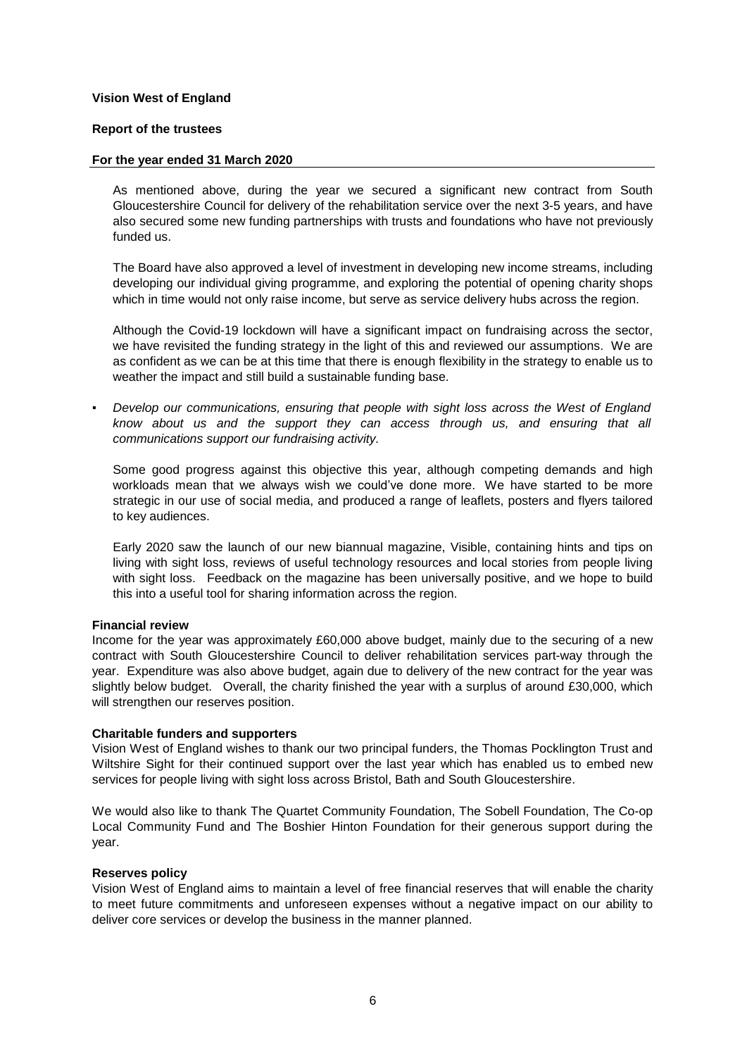As mentioned above, during the year we secured a significant new contract from South Gloucestershire Council for delivery of the rehabilitation service over the next 3-5 years, and have also secured some new funding partnerships with trusts and foundations who have not previously funded us.

The Board have also approved a level of investment in developing new income streams, including developing our individual giving programme, and exploring the potential of opening charity shops which in time would not only raise income, but serve as service delivery hubs across the region.

Although the Covid-19 lockdown will have a significant impact on fundraising across the sector, we have revisited the funding strategy in the light of this and reviewed our assumptions. We are as confident as we can be at this time that there is enough flexibility in the strategy to enable us to weather the impact and still build a sustainable funding base.

- *Develop our communications, ensuring that people with sight loss across the West of England know about us and the support they can access through us, and ensuring that all communications support our fundraising activity.*

  Some good progress against this objective this year, although competing demands and high workloads mean that we always wish we could've done more. We have started to be more strategic in our use of social media, and produced a range of leaflets, posters and flyers tailored to key audiences.

  Early 2020 saw the launch of our new biannual magazine, Visible, containing hints and tips on living with sight loss, reviews of useful technology resources and local stories from people living with sight loss. Feedback on the magazine has been universally positive, and we hope to build this into a useful tool for sharing information across the region.

**Financial review**

Income for the year was approximately £60,000 above budget, mainly due to the securing of a new contract with South Gloucestershire Council to deliver rehabilitation services part-way through the year. Expenditure was also above budget, again due to delivery of the new contract for the year was slightly below budget. Overall, the charity finished the year with a surplus of around £30,000, which will strengthen our reserves position.

**Charitable funders and supporters**

Vision West of England wishes to thank our two principal funders, the Thomas Pocklington Trust and Wiltshire Sight for their continued support over the last year which has enabled us to embed new services for people living with sight loss across Bristol, Bath and South Gloucestershire.

We would also like to thank The Quartet Community Foundation, The Sobell Foundation, The Co-op Local Community Fund and The Boshier Hinton Foundation for their generous support during the year.

**Reserves policy**

Vision West of England aims to maintain a level of free financial reserves that will enable the charity to meet future commitments and unforeseen expenses without a negative impact on our ability to deliver core services or develop the business in the manner planned.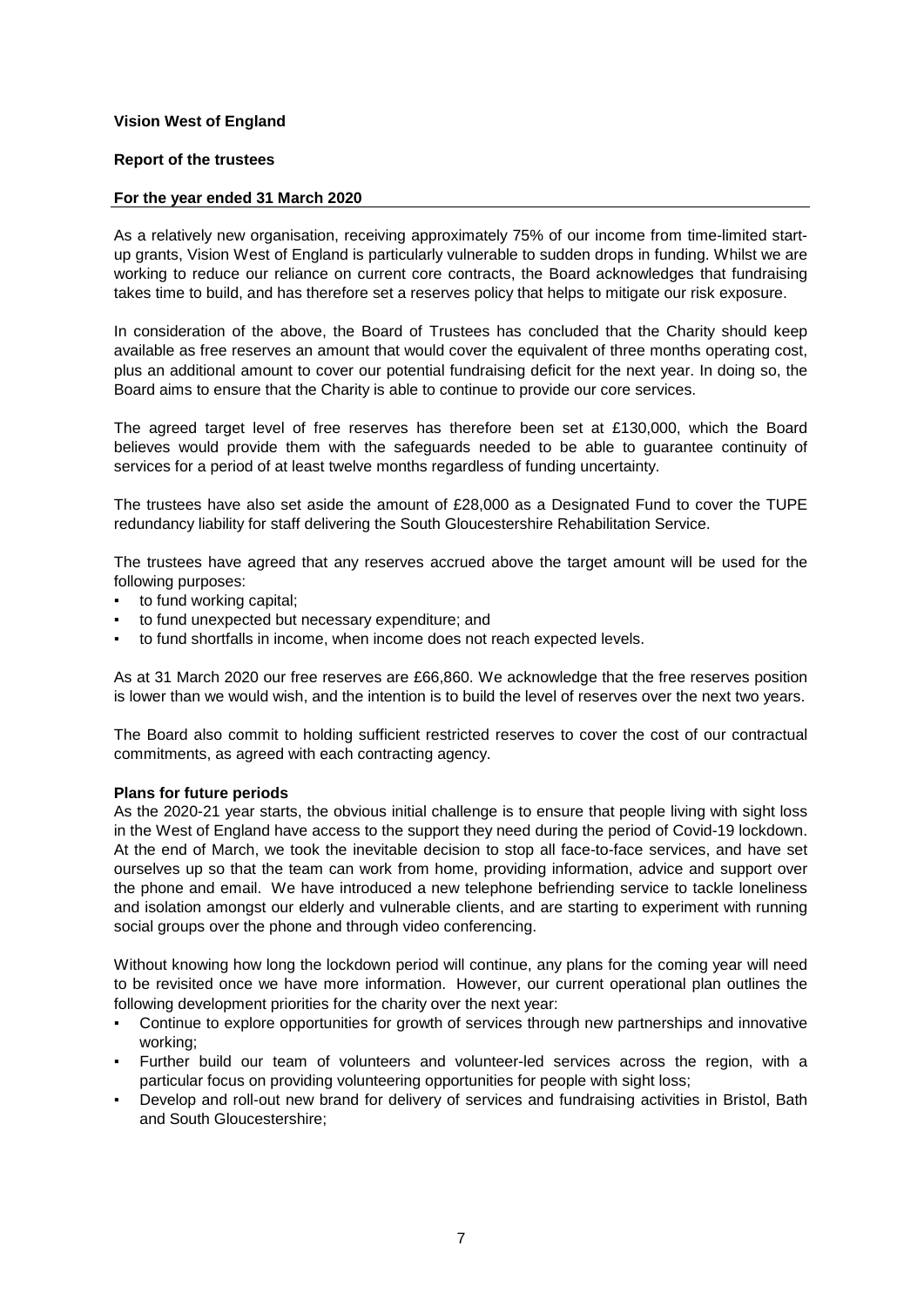**Vision West of England**

**Report of the trustees**

**For the year ended 31 March 2020**

As a relatively new organisation, receiving approximately 75% of our income from time-limited start-up grants, Vision West of England is particularly vulnerable to sudden drops in funding. Whilst we are working to reduce our reliance on current core contracts, the Board acknowledges that fundraising takes time to build, and has therefore set a reserves policy that helps to mitigate our risk exposure.

In consideration of the above, the Board of Trustees has concluded that the Charity should keep available as free reserves an amount that would cover the equivalent of three months operating cost, plus an additional amount to cover our potential fundraising deficit for the next year. In doing so, the Board aims to ensure that the Charity is able to continue to provide our core services.

The agreed target level of free reserves has therefore been set at £130,000, which the Board believes would provide them with the safeguards needed to be able to guarantee continuity of services for a period of at least twelve months regardless of funding uncertainty.

The trustees have also set aside the amount of £28,000 as a Designated Fund to cover the TUPE redundancy liability for staff delivering the South Gloucestershire Rehabilitation Service.

The trustees have agreed that any reserves accrued above the target amount will be used for the following purposes:

- to fund working capital;
- to fund unexpected but necessary expenditure; and
- to fund shortfalls in income, when income does not reach expected levels.

As at 31 March 2020 our free reserves are £66,860. We acknowledge that the free reserves position is lower than we would wish, and the intention is to build the level of reserves over the next two years.

The Board also commit to holding sufficient restricted reserves to cover the cost of our contractual commitments, as agreed with each contracting agency.

**Plans for future periods**

As the 2020-21 year starts, the obvious initial challenge is to ensure that people living with sight loss in the West of England have access to the support they need during the period of Covid-19 lockdown. At the end of March, we took the inevitable decision to stop all face-to-face services, and have set ourselves up so that the team can work from home, providing information, advice and support over the phone and email. We have introduced a new telephone befriending service to tackle loneliness and isolation amongst our elderly and vulnerable clients, and are starting to experiment with running social groups over the phone and through video conferencing.

Without knowing how long the lockdown period will continue, any plans for the coming year will need to be revisited once we have more information. However, our current operational plan outlines the following development priorities for the charity over the next year:

- Continue to explore opportunities for growth of services through new partnerships and innovative working;
- Further build our team of volunteers and volunteer-led services across the region, with a particular focus on providing volunteering opportunities for people with sight loss;
- Develop and roll-out new brand for delivery of services and fundraising activities in Bristol, Bath and South Gloucestershire;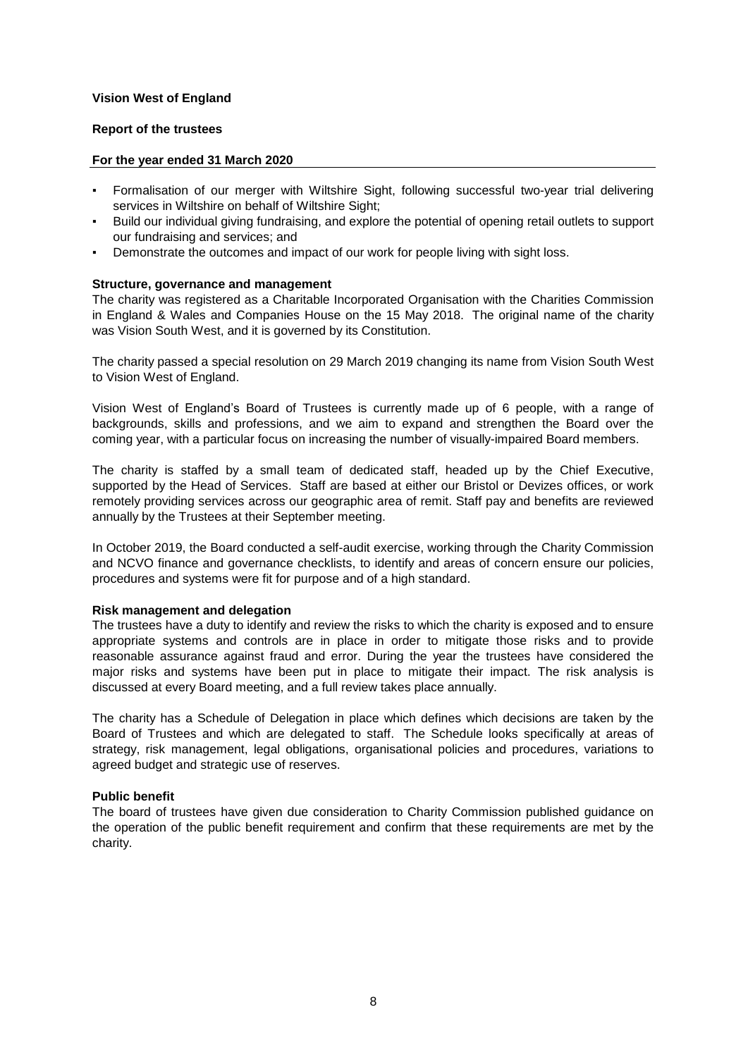- Formalisation of our merger with Wiltshire Sight, following successful two-year trial delivering services in Wiltshire on behalf of Wiltshire Sight;
- Build our individual giving fundraising, and explore the potential of opening retail outlets to support our fundraising and services; and
- Demonstrate the outcomes and impact of our work for people living with sight loss.

**Structure, governance and management**

The charity was registered as a Charitable Incorporated Organisation with the Charities Commission in England & Wales and Companies House on the 15 May 2018. The original name of the charity was Vision South West, and it is governed by its Constitution.

The charity passed a special resolution on 29 March 2019 changing its name from Vision South West to Vision West of England.

Vision West of England's Board of Trustees is currently made up of 6 people, with a range of backgrounds, skills and professions, and we aim to expand and strengthen the Board over the coming year, with a particular focus on increasing the number of visually-impaired Board members.

The charity is staffed by a small team of dedicated staff, headed up by the Chief Executive, supported by the Head of Services. Staff are based at either our Bristol or Devizes offices, or work remotely providing services across our geographic area of remit. Staff pay and benefits are reviewed annually by the Trustees at their September meeting.

In October 2019, the Board conducted a self-audit exercise, working through the Charity Commission and NCVO finance and governance checklists, to identify and areas of concern ensure our policies, procedures and systems were fit for purpose and of a high standard.

**Risk management and delegation**

The trustees have a duty to identify and review the risks to which the charity is exposed and to ensure appropriate systems and controls are in place in order to mitigate those risks and to provide reasonable assurance against fraud and error. During the year the trustees have considered the major risks and systems have been put in place to mitigate their impact. The risk analysis is discussed at every Board meeting, and a full review takes place annually.

The charity has a Schedule of Delegation in place which defines which decisions are taken by the Board of Trustees and which are delegated to staff. The Schedule looks specifically at areas of strategy, risk management, legal obligations, organisational policies and procedures, variations to agreed budget and strategic use of reserves.

**Public benefit**

The board of trustees have given due consideration to Charity Commission published guidance on the operation of the public benefit requirement and confirm that these requirements are met by the charity.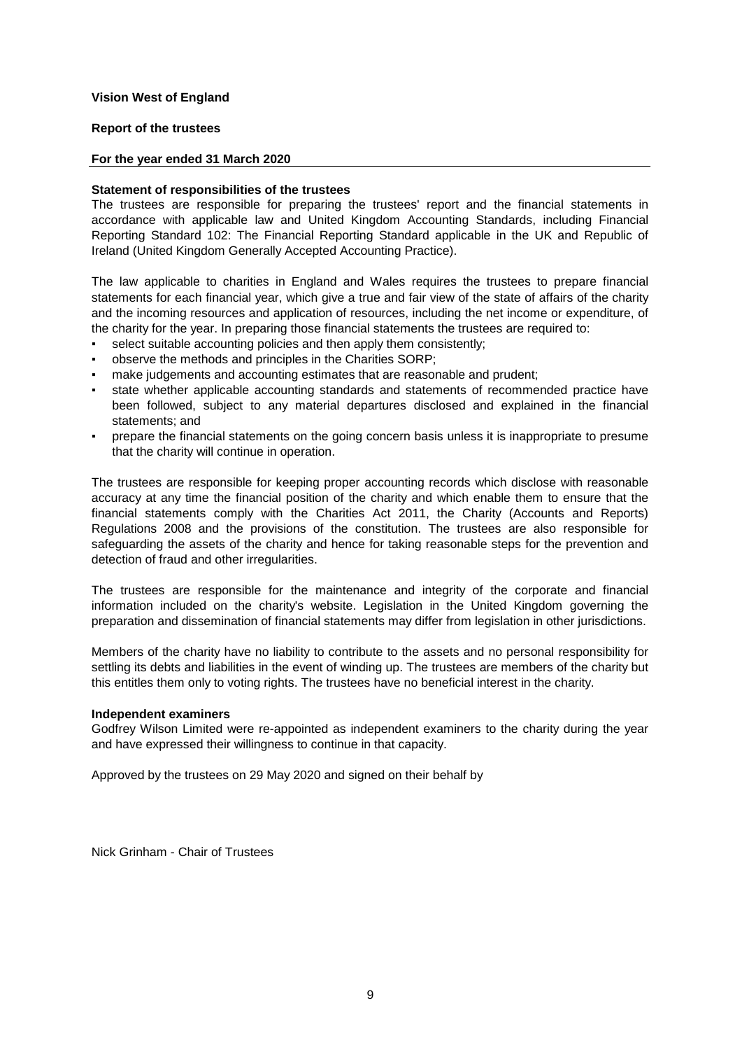**Vision West of England**

**Report of the trustees**

**For the year ended 31 March 2020**

**Statement of responsibilities of the trustees**

The trustees are responsible for preparing the trustees' report and the financial statements in accordance with applicable law and United Kingdom Accounting Standards, including Financial Reporting Standard 102: The Financial Reporting Standard applicable in the UK and Republic of Ireland (United Kingdom Generally Accepted Accounting Practice).

The law applicable to charities in England and Wales requires the trustees to prepare financial statements for each financial year, which give a true and fair view of the state of affairs of the charity and the incoming resources and application of resources, including the net income or expenditure, of the charity for the year. In preparing those financial statements the trustees are required to:

- select suitable accounting policies and then apply them consistently;
- observe the methods and principles in the Charities SORP;
- make judgements and accounting estimates that are reasonable and prudent;
- state whether applicable accounting standards and statements of recommended practice have been followed, subject to any material departures disclosed and explained in the financial statements; and
- prepare the financial statements on the going concern basis unless it is inappropriate to presume that the charity will continue in operation.

The trustees are responsible for keeping proper accounting records which disclose with reasonable accuracy at any time the financial position of the charity and which enable them to ensure that the financial statements comply with the Charities Act 2011, the Charity (Accounts and Reports) Regulations 2008 and the provisions of the constitution. The trustees are also responsible for safeguarding the assets of the charity and hence for taking reasonable steps for the prevention and detection of fraud and other irregularities.

The trustees are responsible for the maintenance and integrity of the corporate and financial information included on the charity's website. Legislation in the United Kingdom governing the preparation and dissemination of financial statements may differ from legislation in other jurisdictions.

Members of the charity have no liability to contribute to the assets and no personal responsibility for settling its debts and liabilities in the event of winding up. The trustees are members of the charity but this entitles them only to voting rights. The trustees have no beneficial interest in the charity.

**Independent examiners**

Godfrey Wilson Limited were re-appointed as independent examiners to the charity during the year and have expressed their willingness to continue in that capacity.

Approved by the trustees on 29 May 2020 and signed on their behalf by

Nick Grinham - Chair of Trustees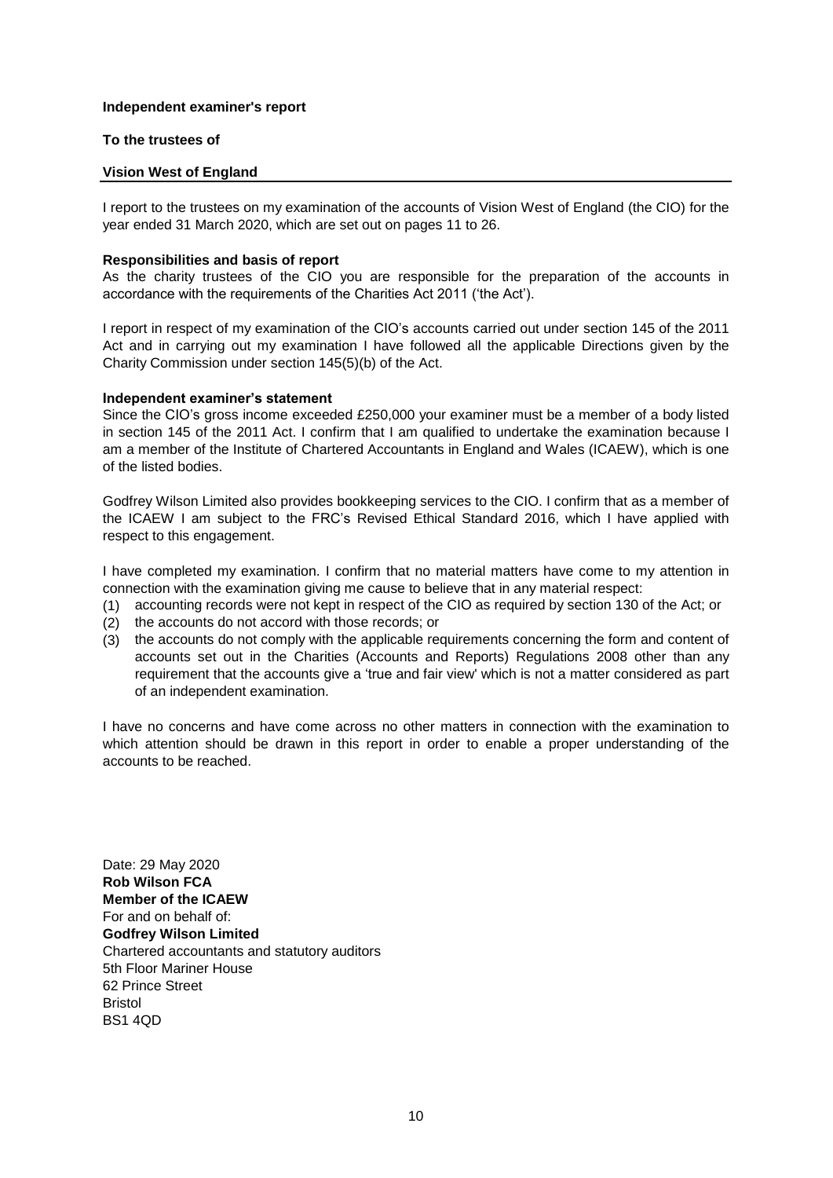**Independent examiner's report**

**To the trustees of**

**Vision West of England**

I report to the trustees on my examination of the accounts of Vision West of England (the CIO) for the year ended 31 March 2020, which are set out on pages 11 to 26.

**Responsibilities and basis of report**

As the charity trustees of the CIO you are responsible for the preparation of the accounts in accordance with the requirements of the Charities Act 2011 ('the Act').

I report in respect of my examination of the CIO's accounts carried out under section 145 of the 2011 Act and in carrying out my examination I have followed all the applicable Directions given by the Charity Commission under section 145(5)(b) of the Act.

**Independent examiner's statement**

Since the CIO's gross income exceeded £250,000 your examiner must be a member of a body listed in section 145 of the 2011 Act. I confirm that I am qualified to undertake the examination because I am a member of the Institute of Chartered Accountants in England and Wales (ICAEW), which is one of the listed bodies.

Godfrey Wilson Limited also provides bookkeeping services to the CIO. I confirm that as a member of the ICAEW I am subject to the FRC's Revised Ethical Standard 2016, which I have applied with respect to this engagement.

I have completed my examination. I confirm that no material matters have come to my attention in connection with the examination giving me cause to believe that in any material respect:

(1) accounting records were not kept in respect of the CIO as required by section 130 of the Act; or
(2) the accounts do not accord with those records; or
(3) the accounts do not comply with the applicable requirements concerning the form and content of accounts set out in the Charities (Accounts and Reports) Regulations 2008 other than any requirement that the accounts give a 'true and fair view' which is not a matter considered as part of an independent examination.

I have no concerns and have come across no other matters in connection with the examination to which attention should be drawn in this report in order to enable a proper understanding of the accounts to be reached.

Date: 29 May 2020
**Rob Wilson FCA**
**Member of the ICAEW**
For and on behalf of:
**Godfrey Wilson Limited**
Chartered accountants and statutory auditors
5th Floor Mariner House
62 Prince Street
Bristol
BS1 4QD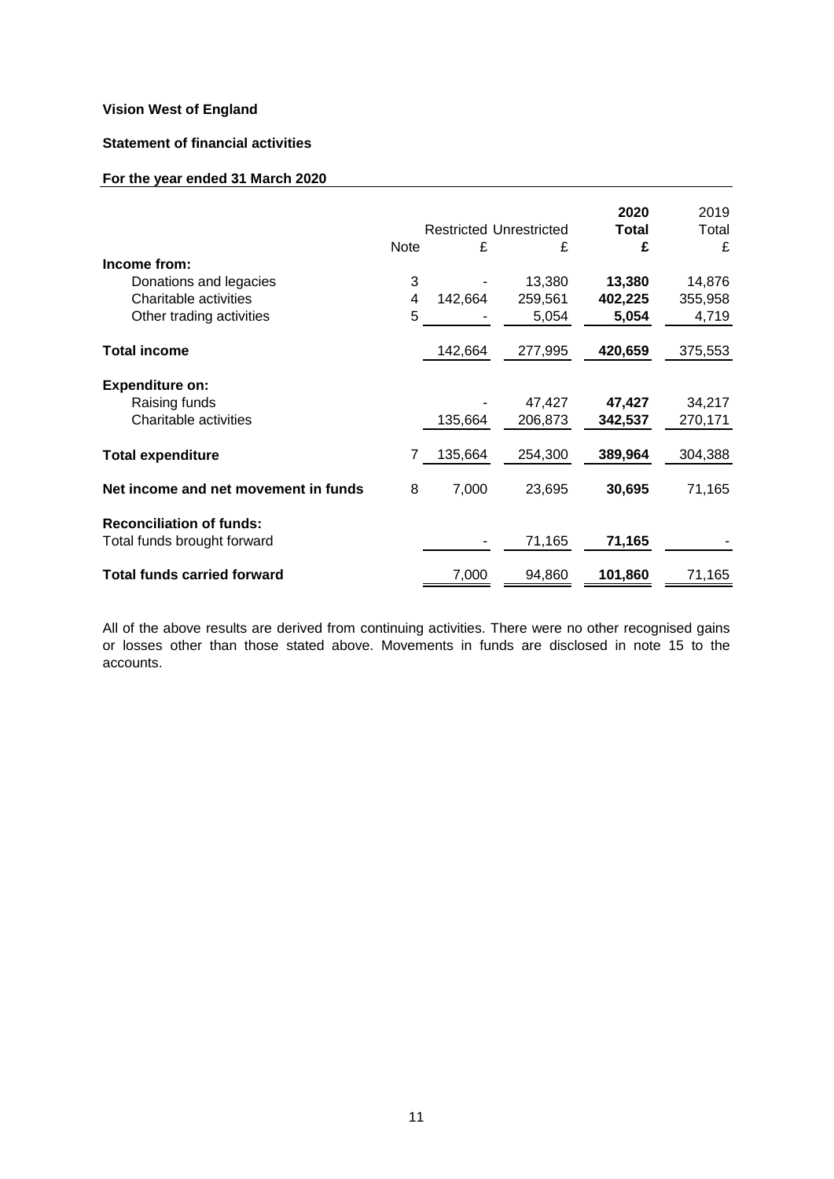**Vision West of England**

**Statement of financial activities**

**For the year ended 31 March 2020**

| | Note | Restricted £ | Unrestricted £ | **2020 Total £** | 2019 Total £ |
|---|---|---|---|---|---|
| **Income from:** | | | | | |
| Donations and legacies | 3 | - | 13,380 | **13,380** | 14,876 |
| Charitable activities | 4 | 142,664 | 259,561 | **402,225** | 355,958 |
| Other trading activities | 5 | - | 5,054 | **5,054** | 4,719 |
| **Total income** | | 142,664 | 277,995 | **420,659** | 375,553 |
| **Expenditure on:** | | | | | |
| Raising funds | | - | 47,427 | **47,427** | 34,217 |
| Charitable activities | | 135,664 | 206,873 | **342,537** | 270,171 |
| **Total expenditure** | 7 | 135,664 | 254,300 | **389,964** | 304,388 |
| **Net income and net movement in funds** | 8 | 7,000 | 23,695 | **30,695** | 71,165 |
| **Reconciliation of funds:** | | | | | |
| Total funds brought forward | | - | 71,165 | **71,165** | - |
| **Total funds carried forward** | | 7,000 | 94,860 | **101,860** | 71,165 |

All of the above results are derived from continuing activities. There were no other recognised gains or losses other than those stated above. Movements in funds are disclosed in note 15 to the accounts.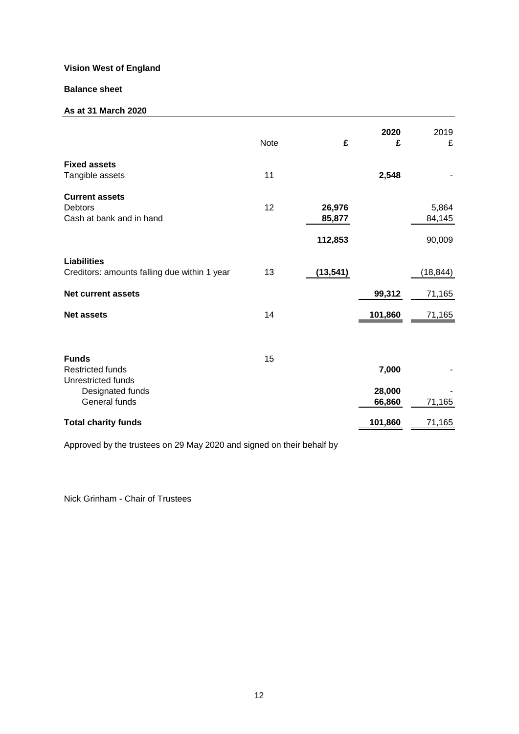**Vision West of England**

**Balance sheet**

**As at 31 March 2020**

| | Note | £ | 2020 £ | 2019 £ |
|---|---|---|---|---|
| **Fixed assets** | | | | |
| Tangible assets | 11 | | **2,548** | - |
| **Current assets** | | | | |
| Debtors | 12 | **26,976** | | 5,864 |
| Cash at bank and in hand | | **85,877** | | 84,145 |
| | | **112,853** | | 90,009 |
| **Liabilities** | | | | |
| Creditors: amounts falling due within 1 year | 13 | **(13,541)** | | (18,844) |
| **Net current assets** | | | **99,312** | 71,165 |
| **Net assets** | 14 | | **101,860** | 71,165 |
| **Funds** | 15 | | | |
| Restricted funds | | | **7,000** | - |
| Unrestricted funds | | | | |
| Designated funds | | | **28,000** | - |
| General funds | | | **66,860** | 71,165 |
| **Total charity funds** | | | **101,860** | 71,165 |

Approved by the trustees on 29 May 2020 and signed on their behalf by

Nick Grinham - Chair of Trustees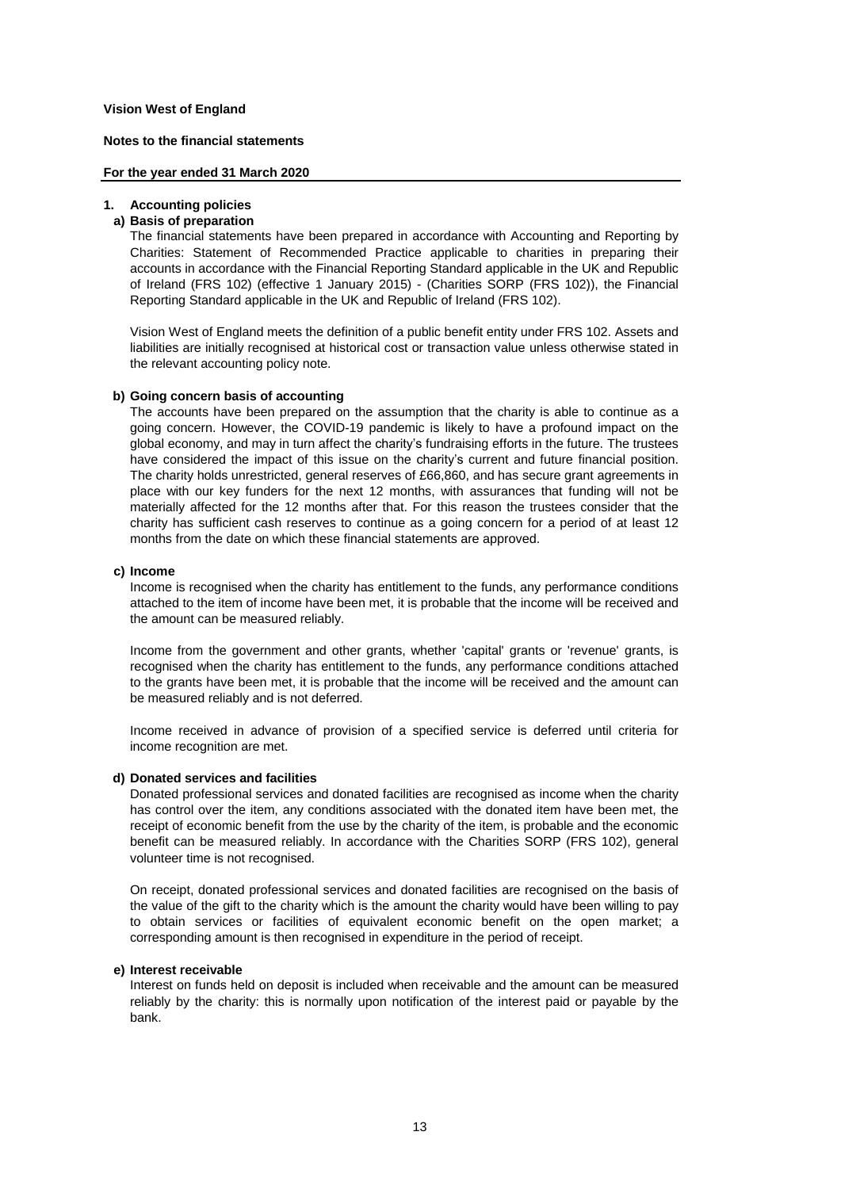**Vision West of England**

**Notes to the financial statements**

**For the year ended 31 March 2020**

## 1. Accounting policies

### a) Basis of preparation

The financial statements have been prepared in accordance with Accounting and Reporting by Charities: Statement of Recommended Practice applicable to charities in preparing their accounts in accordance with the Financial Reporting Standard applicable in the UK and Republic of Ireland (FRS 102) (effective 1 January 2015) - (Charities SORP (FRS 102)), the Financial Reporting Standard applicable in the UK and Republic of Ireland (FRS 102).

Vision West of England meets the definition of a public benefit entity under FRS 102. Assets and liabilities are initially recognised at historical cost or transaction value unless otherwise stated in the relevant accounting policy note.

### b) Going concern basis of accounting

The accounts have been prepared on the assumption that the charity is able to continue as a going concern. However, the COVID-19 pandemic is likely to have a profound impact on the global economy, and may in turn affect the charity's fundraising efforts in the future. The trustees have considered the impact of this issue on the charity's current and future financial position. The charity holds unrestricted, general reserves of £66,860, and has secure grant agreements in place with our key funders for the next 12 months, with assurances that funding will not be materially affected for the 12 months after that. For this reason the trustees consider that the charity has sufficient cash reserves to continue as a going concern for a period of at least 12 months from the date on which these financial statements are approved.

### c) Income

Income is recognised when the charity has entitlement to the funds, any performance conditions attached to the item of income have been met, it is probable that the income will be received and the amount can be measured reliably.

Income from the government and other grants, whether 'capital' grants or 'revenue' grants, is recognised when the charity has entitlement to the funds, any performance conditions attached to the grants have been met, it is probable that the income will be received and the amount can be measured reliably and is not deferred.

Income received in advance of provision of a specified service is deferred until criteria for income recognition are met.

### d) Donated services and facilities

Donated professional services and donated facilities are recognised as income when the charity has control over the item, any conditions associated with the donated item have been met, the receipt of economic benefit from the use by the charity of the item, is probable and the economic benefit can be measured reliably. In accordance with the Charities SORP (FRS 102), general volunteer time is not recognised.

On receipt, donated professional services and donated facilities are recognised on the basis of the value of the gift to the charity which is the amount the charity would have been willing to pay to obtain services or facilities of equivalent economic benefit on the open market; a corresponding amount is then recognised in expenditure in the period of receipt.

### e) Interest receivable

Interest on funds held on deposit is included when receivable and the amount can be measured reliably by the charity: this is normally upon notification of the interest paid or payable by the bank.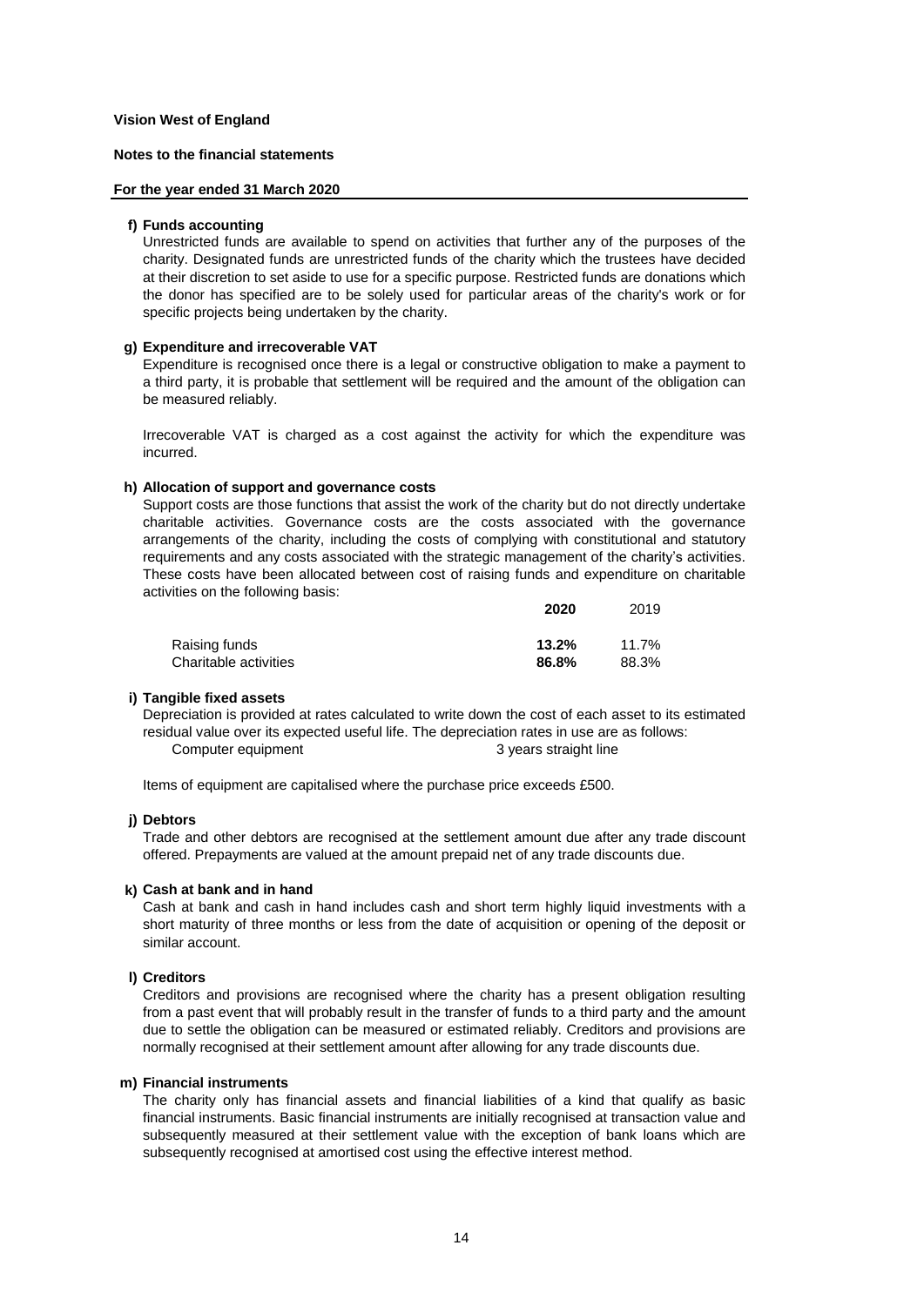**Vision West of England**

**Notes to the financial statements**

**For the year ended 31 March 2020**

**f) Funds accounting**

Unrestricted funds are available to spend on activities that further any of the purposes of the charity. Designated funds are unrestricted funds of the charity which the trustees have decided at their discretion to set aside to use for a specific purpose. Restricted funds are donations which the donor has specified are to be solely used for particular areas of the charity's work or for specific projects being undertaken by the charity.

**g) Expenditure and irrecoverable VAT**

Expenditure is recognised once there is a legal or constructive obligation to make a payment to a third party, it is probable that settlement will be required and the amount of the obligation can be measured reliably.

Irrecoverable VAT is charged as a cost against the activity for which the expenditure was incurred.

**h) Allocation of support and governance costs**

Support costs are those functions that assist the work of the charity but do not directly undertake charitable activities. Governance costs are the costs associated with the governance arrangements of the charity, including the costs of complying with constitutional and statutory requirements and any costs associated with the strategic management of the charity's activities. These costs have been allocated between cost of raising funds and expenditure on charitable activities on the following basis:

| | **2020** | 2019 |
|---|---|---|
| Raising funds | **13.2%** | 11.7% |
| Charitable activities | **86.8%** | 88.3% |

**i) Tangible fixed assets**

Depreciation is provided at rates calculated to write down the cost of each asset to its estimated residual value over its expected useful life. The depreciation rates in use are as follows:

| | |
|---|---|
| Computer equipment | 3 years straight line |

Items of equipment are capitalised where the purchase price exceeds £500.

**j) Debtors**

Trade and other debtors are recognised at the settlement amount due after any trade discount offered. Prepayments are valued at the amount prepaid net of any trade discounts due.

**k) Cash at bank and in hand**

Cash at bank and cash in hand includes cash and short term highly liquid investments with a short maturity of three months or less from the date of acquisition or opening of the deposit or similar account.

**l) Creditors**

Creditors and provisions are recognised where the charity has a present obligation resulting from a past event that will probably result in the transfer of funds to a third party and the amount due to settle the obligation can be measured or estimated reliably. Creditors and provisions are normally recognised at their settlement amount after allowing for any trade discounts due.

**m) Financial instruments**

The charity only has financial assets and financial liabilities of a kind that qualify as basic financial instruments. Basic financial instruments are initially recognised at transaction value and subsequently measured at their settlement value with the exception of bank loans which are subsequently recognised at amortised cost using the effective interest method.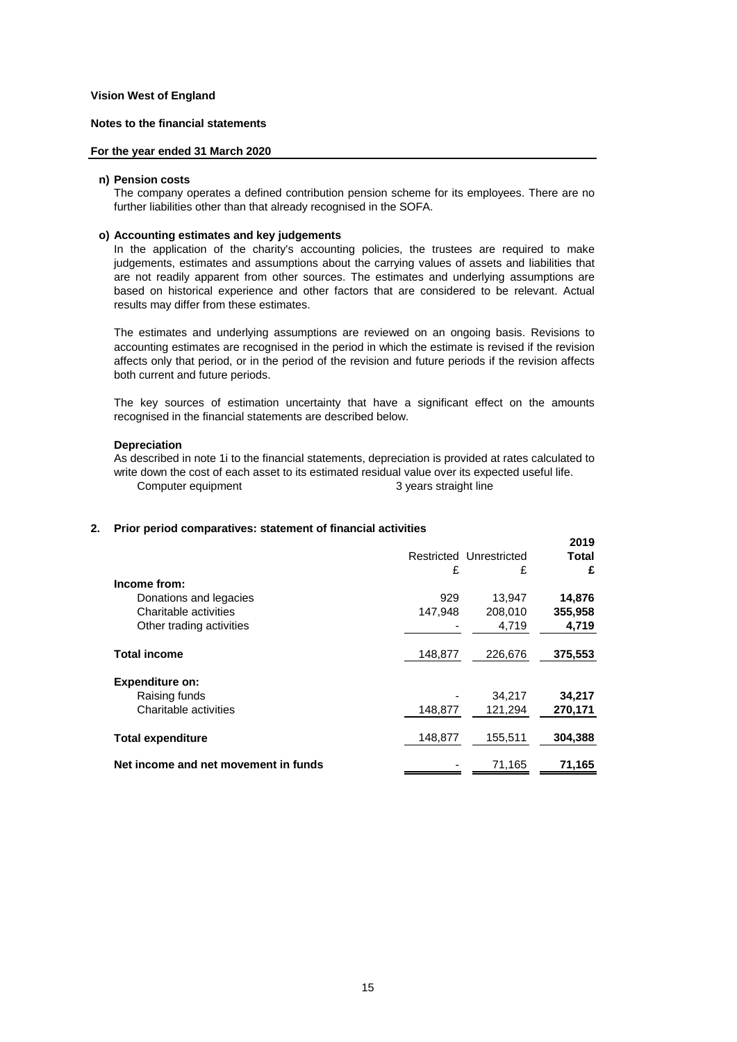**Vision West of England**

**Notes to the financial statements**

**For the year ended 31 March 2020**

**n) Pension costs**

The company operates a defined contribution pension scheme for its employees. There are no further liabilities other than that already recognised in the SOFA.

**o) Accounting estimates and key judgements**

In the application of the charity's accounting policies, the trustees are required to make judgements, estimates and assumptions about the carrying values of assets and liabilities that are not readily apparent from other sources. The estimates and underlying assumptions are based on historical experience and other factors that are considered to be relevant. Actual results may differ from these estimates.

The estimates and underlying assumptions are reviewed on an ongoing basis. Revisions to accounting estimates are recognised in the period in which the estimate is revised if the revision affects only that period, or in the period of the revision and future periods if the revision affects both current and future periods.

The key sources of estimation uncertainty that have a significant effect on the amounts recognised in the financial statements are described below.

**Depreciation**

As described in note 1i to the financial statements, depreciation is provided at rates calculated to write down the cost of each asset to its estimated residual value over its expected useful life.

| | |
|---|---|
| Computer equipment | 3 years straight line |

## 2. Prior period comparatives: statement of financial activities

| | Restricted | Unrestricted | **2019 Total** |
|---|---|---|---|
| | £ | £ | **£** |
| **Income from:** | | | |
| Donations and legacies | 929 | 13,947 | **14,876** |
| Charitable activities | 147,948 | 208,010 | **355,958** |
| Other trading activities | - | 4,719 | **4,719** |
| **Total income** | 148,877 | 226,676 | **375,553** |
| **Expenditure on:** | | | |
| Raising funds | - | 34,217 | **34,217** |
| Charitable activities | 148,877 | 121,294 | **270,171** |
| **Total expenditure** | 148,877 | 155,511 | **304,388** |
| **Net income and net movement in funds** | - | 71,165 | **71,165** |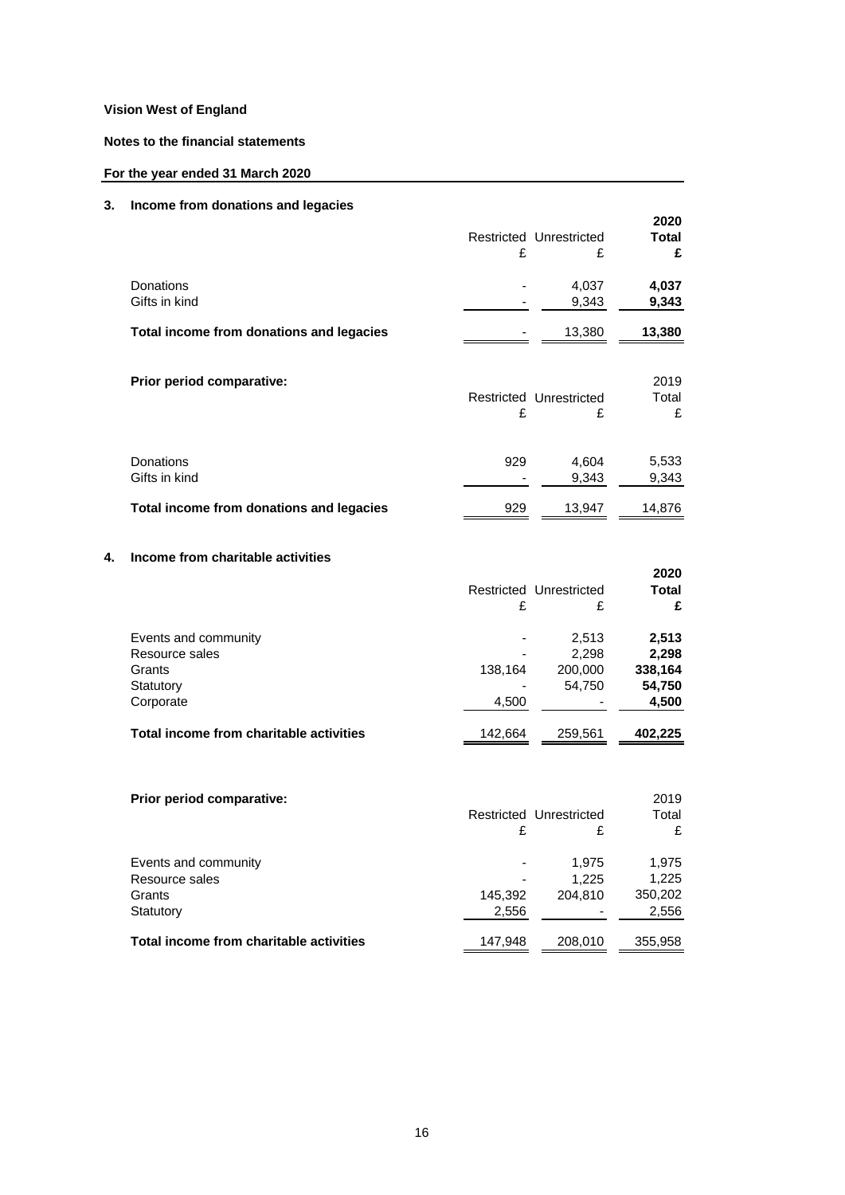**Vision West of England**

**Notes to the financial statements**

**For the year ended 31 March 2020**

## 3. Income from donations and legacies

| | Restricted £ | Unrestricted £ | **2020 Total £** |
|---|---|---|---|
| Donations | - | 4,037 | **4,037** |
| Gifts in kind | - | 9,343 | **9,343** |
| **Total income from donations and legacies** | - | 13,380 | **13,380** |

**Prior period comparative:**

| | Restricted £ | Unrestricted £ | 2019 Total £ |
|---|---|---|---|
| Donations | 929 | 4,604 | 5,533 |
| Gifts in kind | - | 9,343 | 9,343 |
| **Total income from donations and legacies** | 929 | 13,947 | 14,876 |

## 4. Income from charitable activities

| | Restricted £ | Unrestricted £ | **2020 Total £** |
|---|---|---|---|
| Events and community | - | 2,513 | **2,513** |
| Resource sales | - | 2,298 | **2,298** |
| Grants | 138,164 | 200,000 | **338,164** |
| Statutory | - | 54,750 | **54,750** |
| Corporate | 4,500 | - | **4,500** |
| **Total income from charitable activities** | 142,664 | 259,561 | **402,225** |

**Prior period comparative:**

| | Restricted £ | Unrestricted £ | 2019 Total £ |
|---|---|---|---|
| Events and community | - | 1,975 | 1,975 |
| Resource sales | - | 1,225 | 1,225 |
| Grants | 145,392 | 204,810 | 350,202 |
| Statutory | 2,556 | - | 2,556 |
| **Total income from charitable activities** | 147,948 | 208,010 | 355,958 |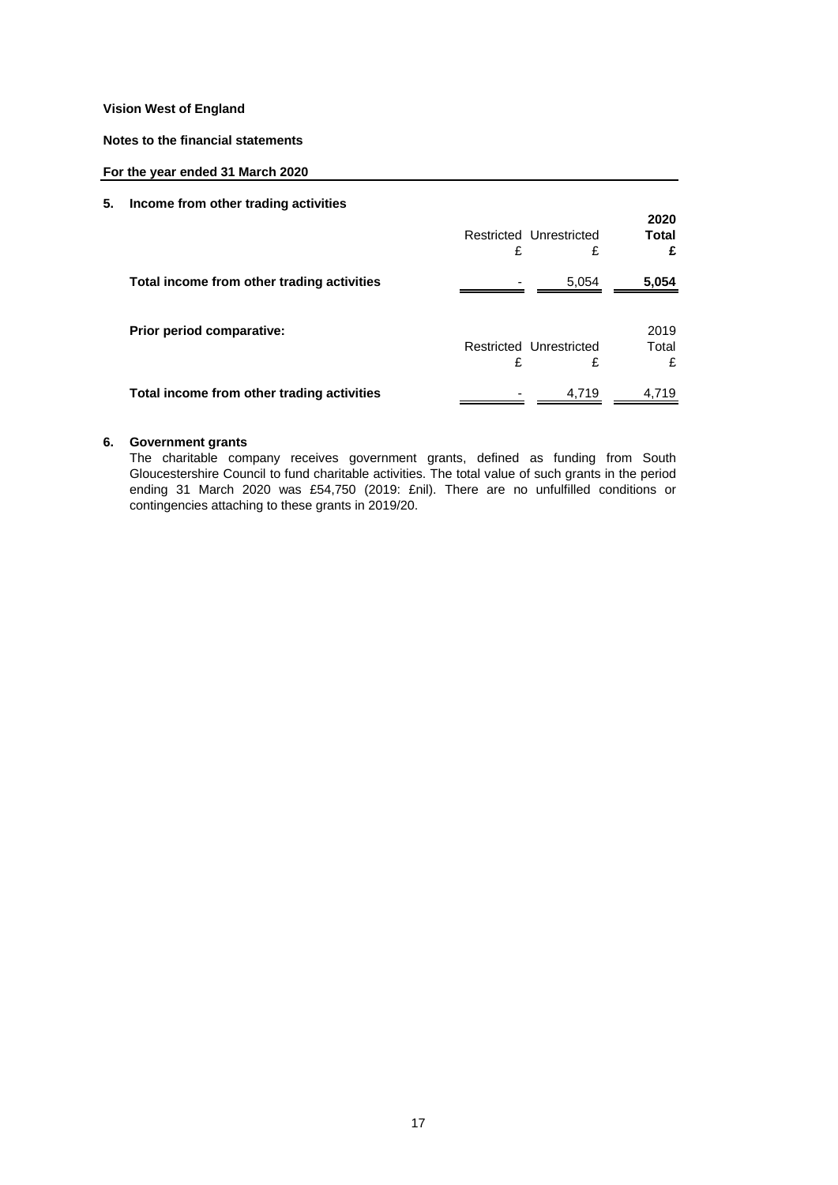**Vision West of England**

**Notes to the financial statements**

**For the year ended 31 March 2020**

## 5. Income from other trading activities

| | Restricted £ | Unrestricted £ | **2020 Total £** |
|---|---|---|---|
| **Total income from other trading activities** | - | 5,054 | **5,054** |

**Prior period comparative:**

| | Restricted £ | Unrestricted £ | 2019 Total £ |
|---|---|---|---|
| **Total income from other trading activities** | - | 4,719 | 4,719 |

## 6. Government grants

The charitable company receives government grants, defined as funding from South Gloucestershire Council to fund charitable activities. The total value of such grants in the period ending 31 March 2020 was £54,750 (2019: £nil). There are no unfulfilled conditions or contingencies attaching to these grants in 2019/20.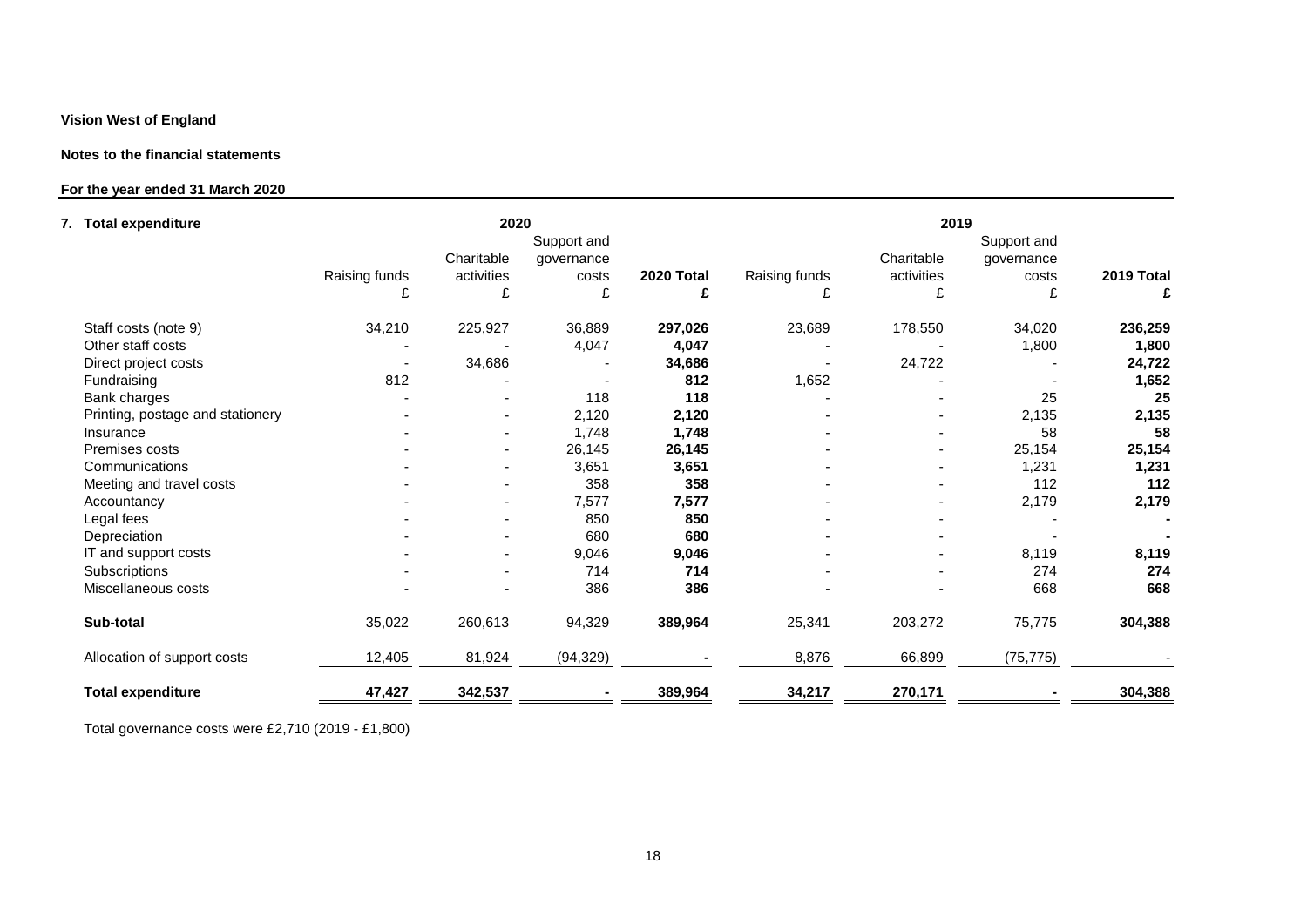**Vision West of England**

**Notes to the financial statements**

**For the year ended 31 March 2020**

## 7. Total expenditure

| | 2020 | | | | 2019 | | | |
|---|---|---|---|---|---|---|---|---|
| | Raising funds | Charitable activities | Support and governance costs | **2020 Total** | Raising funds | Charitable activities | Support and governance costs | **2019 Total** |
| | £ | £ | £ | **£** | £ | £ | £ | **£** |
| Staff costs (note 9) | 34,210 | 225,927 | 36,889 | **297,026** | 23,689 | 178,550 | 34,020 | **236,259** |
| Other staff costs | - | - | 4,047 | **4,047** | - | - | 1,800 | **1,800** |
| Direct project costs | - | 34,686 | - | **34,686** | - | 24,722 | - | **24,722** |
| Fundraising | 812 | - | - | **812** | 1,652 | - | - | **1,652** |
| Bank charges | - | - | 118 | **118** | - | - | 25 | **25** |
| Printing, postage and stationery | - | - | 2,120 | **2,120** | - | - | 2,135 | **2,135** |
| Insurance | - | - | 1,748 | **1,748** | - | - | 58 | **58** |
| Premises costs | - | - | 26,145 | **26,145** | - | - | 25,154 | **25,154** |
| Communications | - | - | 3,651 | **3,651** | - | - | 1,231 | **1,231** |
| Meeting and travel costs | - | - | 358 | **358** | - | - | 112 | **112** |
| Accountancy | - | - | 7,577 | **7,577** | - | - | 2,179 | **2,179** |
| Legal fees | - | - | 850 | **850** | - | - | - | **-** |
| Depreciation | - | - | 680 | **680** | - | - | - | **-** |
| IT and support costs | - | - | 9,046 | **9,046** | - | - | 8,119 | **8,119** |
| Subscriptions | - | - | 714 | **714** | - | - | 274 | **274** |
| Miscellaneous costs | - | - | 386 | **386** | - | - | 668 | **668** |
| **Sub-total** | 35,022 | 260,613 | 94,329 | **389,964** | 25,341 | 203,272 | 75,775 | **304,388** |
| Allocation of support costs | 12,405 | 81,924 | (94,329) | **-** | 8,876 | 66,899 | (75,775) | - |
| **Total expenditure** | **47,427** | **342,537** | **-** | **389,964** | **34,217** | **270,171** | **-** | **304,388** |

Total governance costs were £2,710 (2019 - £1,800)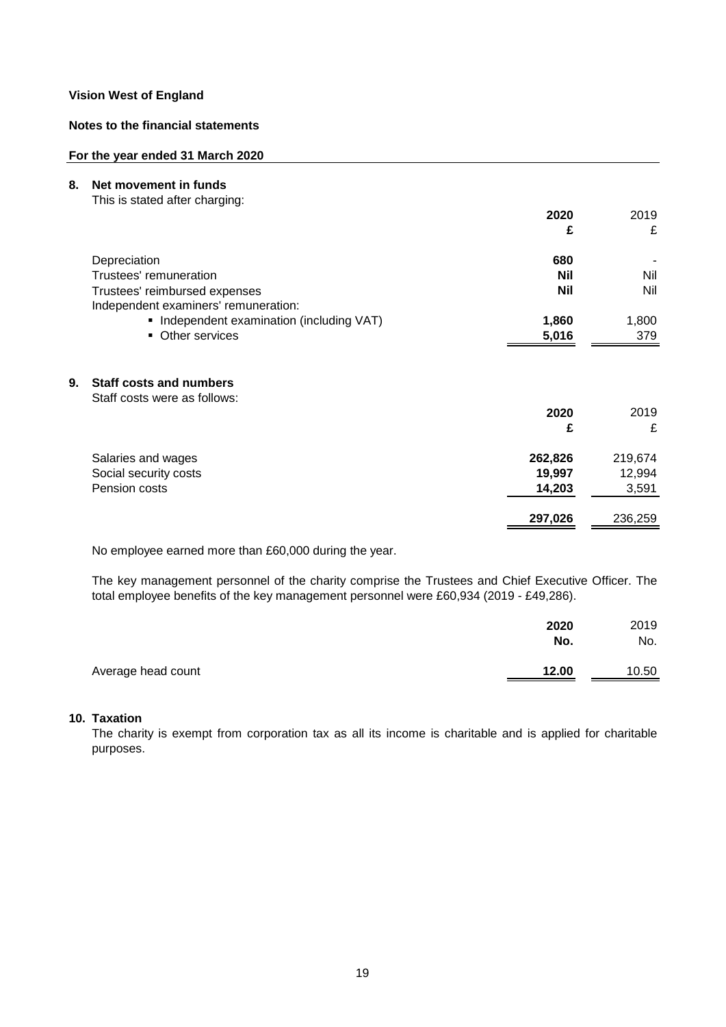**Vision West of England**

**Notes to the financial statements**

**For the year ended 31 March 2020**

## 8. Net movement in funds

This is stated after charging:

| | 2020<br>£ | 2019<br>£ |
|---|---|---|
| Depreciation | 680 | - |
| Trustees' remuneration | Nil | Nil |
| Trustees' reimbursed expenses | Nil | Nil |
| Independent examiners' remuneration: | | |
| ▪ Independent examination (including VAT) | 1,860 | 1,800 |
| ▪ Other services | 5,016 | 379 |

## 9. Staff costs and numbers

Staff costs were as follows:

| | 2020<br>£ | 2019<br>£ |
|---|---|---|
| Salaries and wages | 262,826 | 219,674 |
| Social security costs | 19,997 | 12,994 |
| Pension costs | 14,203 | 3,591 |
| | 297,026 | 236,259 |

No employee earned more than £60,000 during the year.

The key management personnel of the charity comprise the Trustees and Chief Executive Officer. The total employee benefits of the key management personnel were £60,934 (2019 - £49,286).

| | 2020<br>No. | 2019<br>No. |
|---|---|---|
| Average head count | 12.00 | 10.50 |

## 10. Taxation

The charity is exempt from corporation tax as all its income is charitable and is applied for charitable purposes.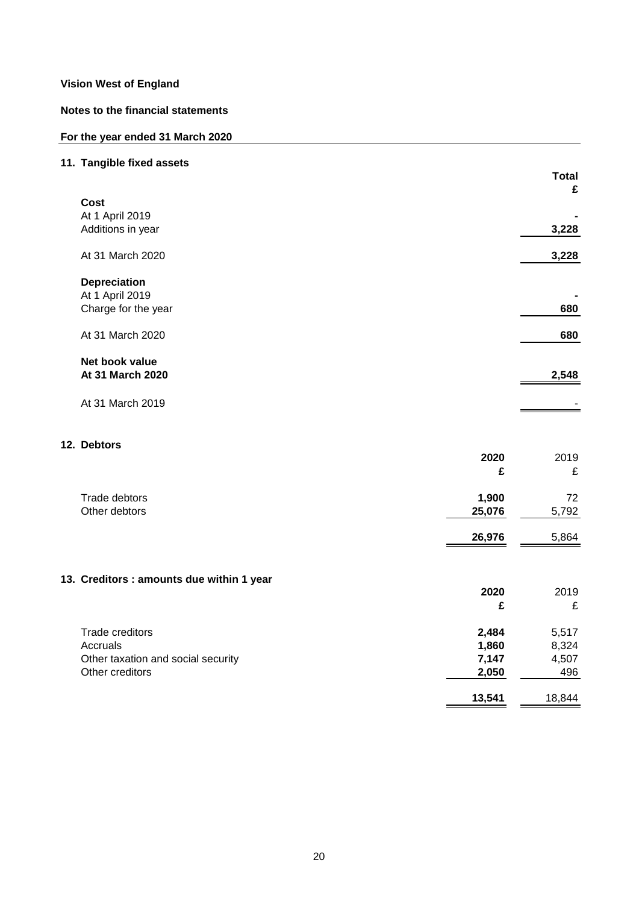**Vision West of England**

**Notes to the financial statements**

**For the year ended 31 March 2020**

## 11. Tangible fixed assets

| | Total £ |
|---|---|
| **Cost** | |
| At 1 April 2019 | - |
| Additions in year | 3,228 |
| At 31 March 2020 | 3,228 |
| **Depreciation** | |
| At 1 April 2019 | - |
| Charge for the year | 680 |
| At 31 March 2020 | 680 |
| **Net book value** | |
| **At 31 March 2020** | **2,548** |
| At 31 March 2019 | - |

## 12. Debtors

| | 2020 £ | 2019 £ |
|---|---|---|
| Trade debtors | **1,900** | 72 |
| Other debtors | **25,076** | 5,792 |
| | **26,976** | 5,864 |

## 13. Creditors : amounts due within 1 year

| | 2020 £ | 2019 £ |
|---|---|---|
| Trade creditors | **2,484** | 5,517 |
| Accruals | **1,860** | 8,324 |
| Other taxation and social security | **7,147** | 4,507 |
| Other creditors | **2,050** | 496 |
| | **13,541** | 18,844 |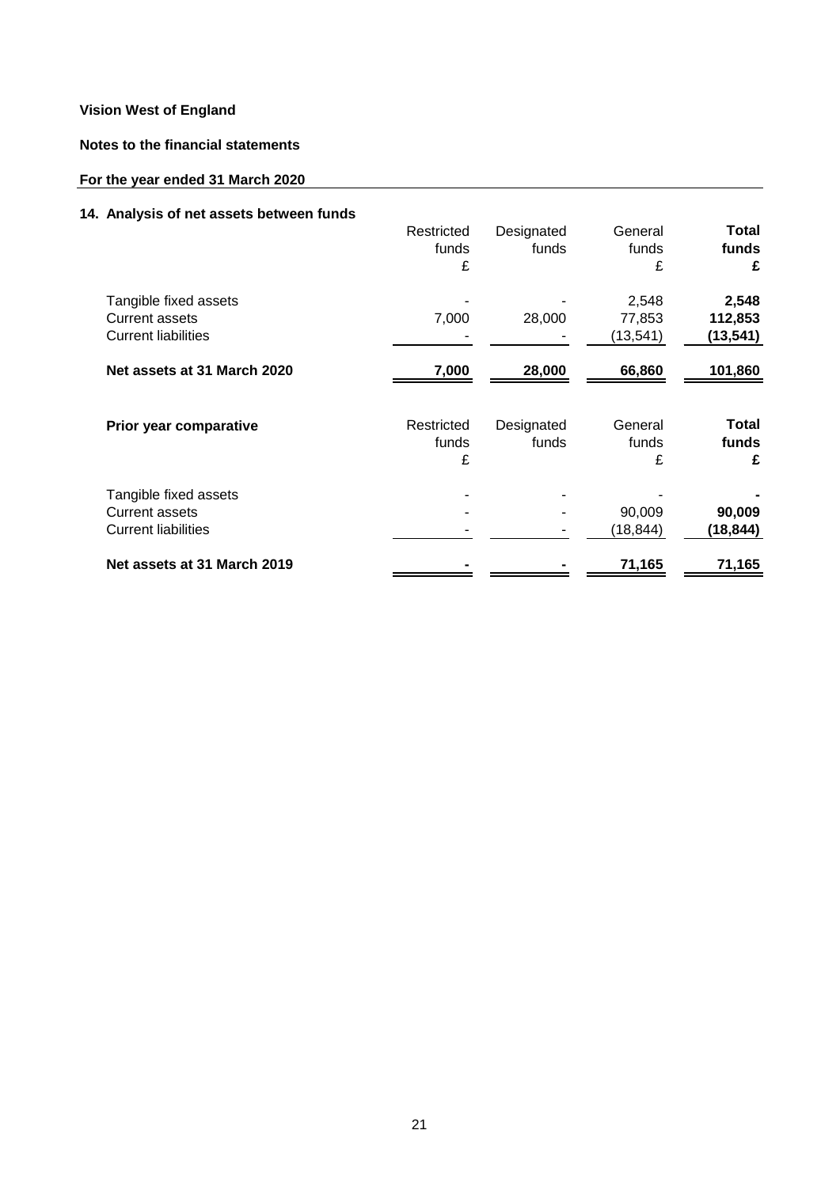**Vision West of England**

**Notes to the financial statements**

**For the year ended 31 March 2020**

## 14. Analysis of net assets between funds

| | Restricted funds £ | Designated funds | General funds £ | **Total funds £** |
|---|---|---|---|---|
| Tangible fixed assets | - | - | 2,548 | **2,548** |
| Current assets | 7,000 | 28,000 | 77,853 | **112,853** |
| Current liabilities | - | - | (13,541) | **(13,541)** |
| **Net assets at 31 March 2020** | **7,000** | **28,000** | **66,860** | **101,860** |

| **Prior year comparative** | Restricted funds £ | Designated funds | General funds £ | **Total funds £** |
|---|---|---|---|---|
| Tangible fixed assets | - | - | - | **-** |
| Current assets | - | - | 90,009 | **90,009** |
| Current liabilities | - | - | (18,844) | **(18,844)** |
| **Net assets at 31 March 2019** | **-** | **-** | **71,165** | **71,165** |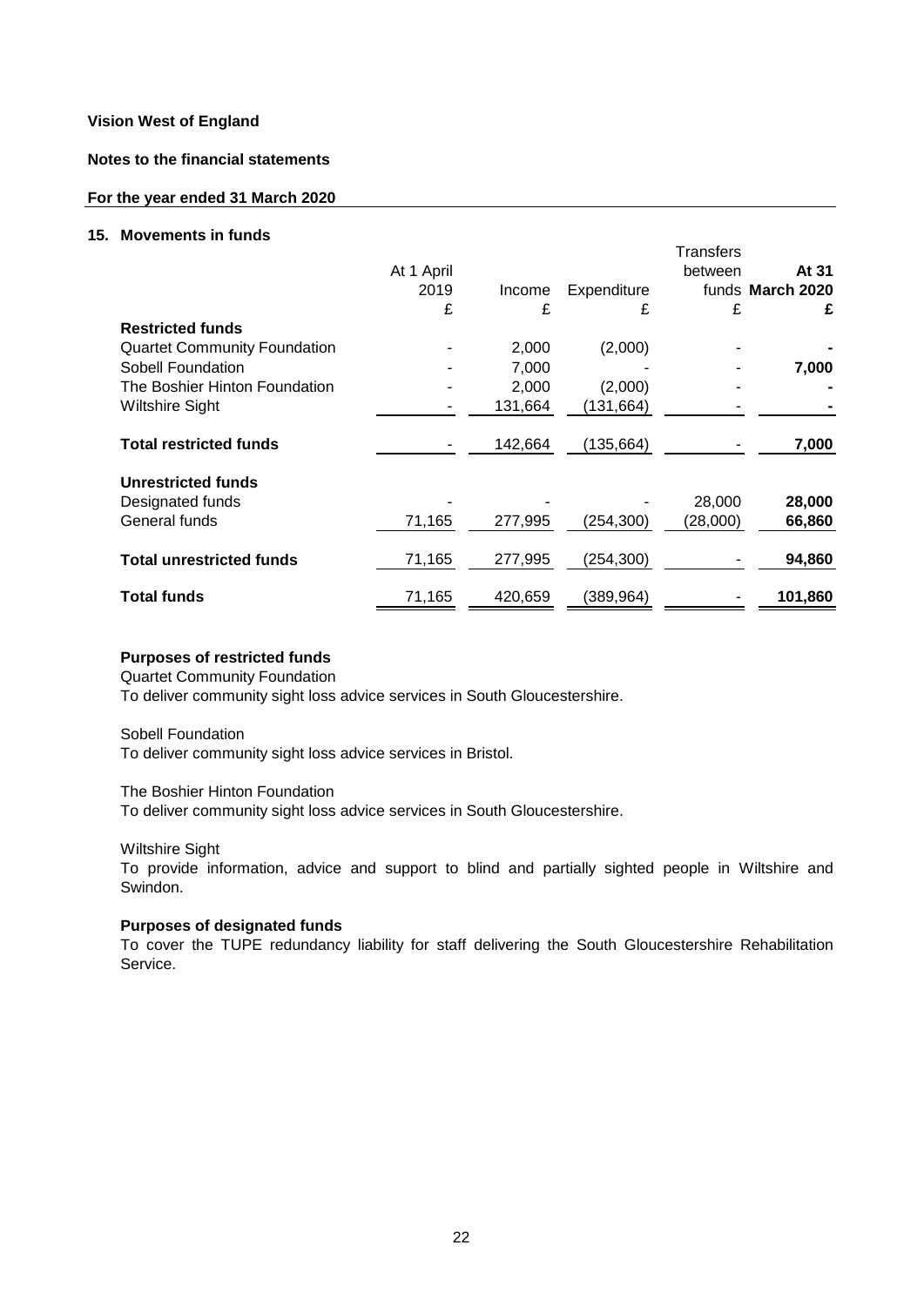**Vision West of England**

**Notes to the financial statements**

**For the year ended 31 March 2020**

## 15. Movements in funds

| | At 1 April 2019 £ | Income £ | Expenditure £ | Transfers between funds £ | **At 31 March 2020 £** |
|---|---|---|---|---|---|
| **Restricted funds** | | | | | |
| Quartet Community Foundation | - | 2,000 | (2,000) | - | **-** |
| Sobell Foundation | - | 7,000 | - | - | **7,000** |
| The Boshier Hinton Foundation | - | 2,000 | (2,000) | - | **-** |
| Wiltshire Sight | - | 131,664 | (131,664) | - | **-** |
| **Total restricted funds** | - | 142,664 | (135,664) | - | **7,000** |
| **Unrestricted funds** | | | | | |
| Designated funds | - | - | - | 28,000 | **28,000** |
| General funds | 71,165 | 277,995 | (254,300) | (28,000) | **66,860** |
| **Total unrestricted funds** | 71,165 | 277,995 | (254,300) | - | **94,860** |
| **Total funds** | 71,165 | 420,659 | (389,964) | - | **101,860** |

**Purposes of restricted funds**

Quartet Community Foundation
To deliver community sight loss advice services in South Gloucestershire.

Sobell Foundation
To deliver community sight loss advice services in Bristol.

The Boshier Hinton Foundation
To deliver community sight loss advice services in South Gloucestershire.

Wiltshire Sight
To provide information, advice and support to blind and partially sighted people in Wiltshire and Swindon.

**Purposes of designated funds**

To cover the TUPE redundancy liability for staff delivering the South Gloucestershire Rehabilitation Service.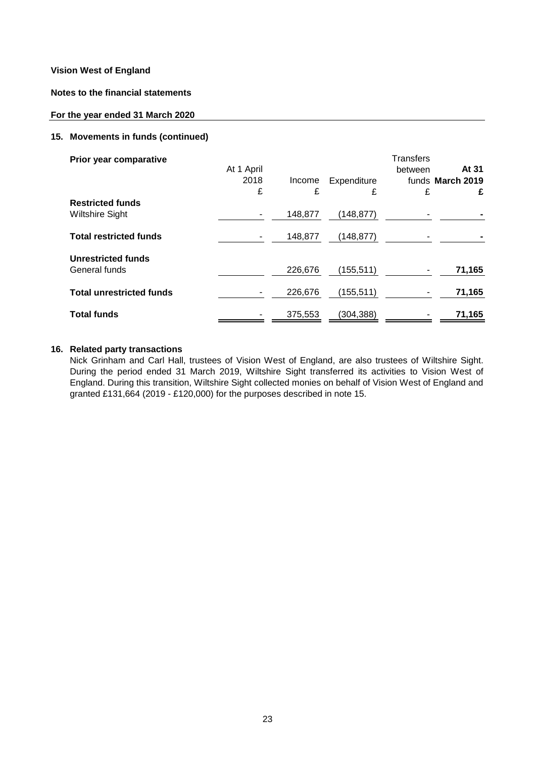**Vision West of England**

**Notes to the financial statements**

**For the year ended 31 March 2020**

## 15. Movements in funds (continued)

| **Prior year comparative** | At 1 April 2018 £ | Income £ | Expenditure £ | Transfers between funds £ | **At 31 March 2019 £** |
|---|---|---|---|---|---|
| **Restricted funds** | | | | | |
| Wiltshire Sight | - | 148,877 | (148,877) | - | **-** |
| **Total restricted funds** | - | 148,877 | (148,877) | - | **-** |
| **Unrestricted funds** | | | | | |
| General funds | | 226,676 | (155,511) | - | **71,165** |
| **Total unrestricted funds** | - | 226,676 | (155,511) | - | **71,165** |
| **Total funds** | - | 375,553 | (304,388) | - | **71,165** |

## 16. Related party transactions

Nick Grinham and Carl Hall, trustees of Vision West of England, are also trustees of Wiltshire Sight. During the period ended 31 March 2019, Wiltshire Sight transferred its activities to Vision West of England. During this transition, Wiltshire Sight collected monies on behalf of Vision West of England and granted £131,664 (2019 - £120,000) for the purposes described in note 15.